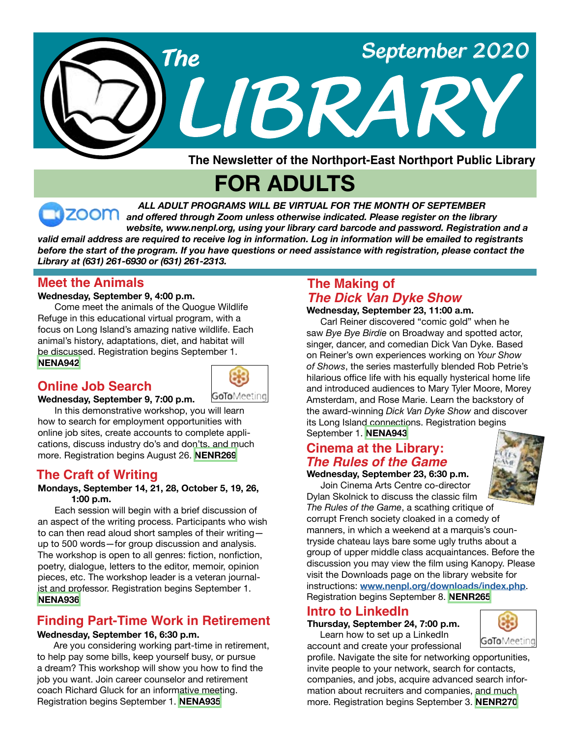# The LIBRARY

September 2020

**The Newsletter of the Northport-East Northport Public Library**

## FOR ADULTS

***ALL ADULT PROGRAMS WILL BE VIRTUAL FOR THE MONTH OF SEPTEMBER and offered through Zoom unless otherwise indicated. Please register on the library website, www.nenpl.org, using your library card barcode and password. Registration and a valid email address are required to receive log in information. Log in information will be emailed to registrants before the start of the program. If you have questions or need assistance with registration, please contact the Library at (631) 261-6930 or (631) 261-2313.***

### Meet the Animals

**Wednesday, September 9, 4:00 p.m.**

Come meet the animals of the Quogue Wildlife Refuge in this educational virtual program, with a focus on Long Island's amazing native wildlife. Each animal's history, adaptations, diet, and habitat will be discussed. Registration begins September 1. **NENA942**

### Online Job Search

**Wednesday, September 9, 7:00 p.m.**

GoToMeeting

In this demonstrative workshop, you will learn how to search for employment opportunities with online job sites, create accounts to complete applications, discuss industry do's and don'ts, and much more. Registration begins August 26. **NENR269**

### The Craft of Writing

**Mondays, September 14, 21, 28, October 5, 19, 26, 1:00 p.m.**

Each session will begin with a brief discussion of an aspect of the writing process. Participants who wish to can then read aloud short samples of their writing—up to 500 words—for group discussion and analysis. The workshop is open to all genres: fiction, nonfiction, poetry, dialogue, letters to the editor, memoir, opinion pieces, etc. The workshop leader is a veteran journalist and professor. Registration begins September 1. **NENA936**

### Finding Part-Time Work in Retirement

**Wednesday, September 16, 6:30 p.m.**

Are you considering working part-time in retirement, to help pay some bills, keep yourself busy, or pursue a dream? This workshop will show you how to find the job you want. Join career counselor and retirement coach Richard Gluck for an informative meeting. Registration begins September 1. **NENA935**

### The Making of *The Dick Van Dyke Show*

**Wednesday, September 23, 11:00 a.m.**

Carl Reiner discovered "comic gold" when he saw *Bye Bye Birdie* on Broadway and spotted actor, singer, dancer, and comedian Dick Van Dyke. Based on Reiner's own experiences working on *Your Show of Shows*, the series masterfully blended Rob Petrie's hilarious office life with his equally hysterical home life and introduced audiences to Mary Tyler Moore, Morey Amsterdam, and Rose Marie. Learn the backstory of the award-winning *Dick Van Dyke Show* and discover its Long Island connections. Registration begins September 1. **NENA943**

### Cinema at the Library: *The Rules of the Game*

**Wednesday, September 23, 6:30 p.m.**

Join Cinema Arts Centre co-director Dylan Skolnick to discuss the classic film *The Rules of the Game*, a scathing critique of corrupt French society cloaked in a comedy of manners, in which a weekend at a marquis's countryside chateau lays bare some ugly truths about a group of upper middle class acquaintances. Before the discussion you may view the film using Kanopy. Please visit the Downloads page on the library website for instructions: www.nenpl.org/downloads/index.php. Registration begins September 8. **NENR265**

### Intro to LinkedIn

**Thursday, September 24, 7:00 p.m.**

GoToMeeting

Learn how to set up a LinkedIn account and create your professional profile. Navigate the site for networking opportunities, invite people to your network, search for contacts, companies, and jobs, acquire advanced search information about recruiters and companies, and much more. Registration begins September 3. **NENR270**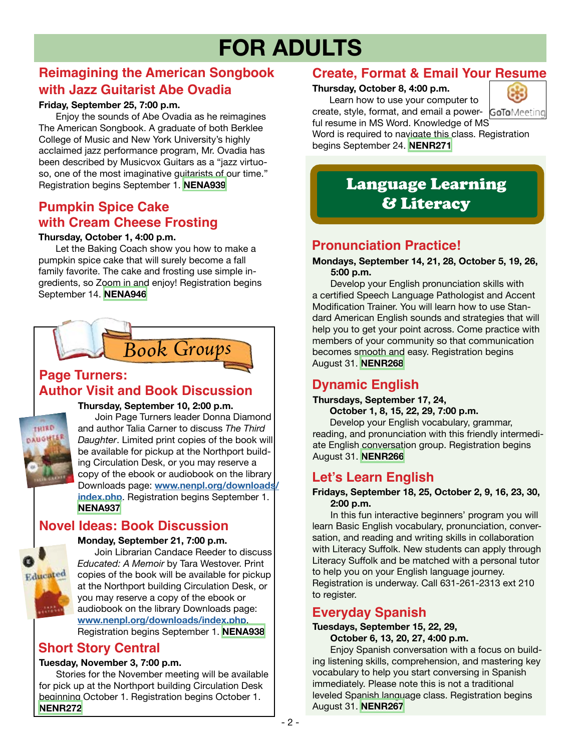# FOR ADULTS

## Reimagining the American Songbook with Jazz Guitarist Abe Ovadia

**Friday, September 25, 7:00 p.m.**

Enjoy the sounds of Abe Ovadia as he reimagines The American Songbook. A graduate of both Berklee College of Music and New York University's highly acclaimed jazz performance program, Mr. Ovadia has been described by Musicvox Guitars as a "jazz virtuoso, one of the most imaginative guitarists of our time." Registration begins September 1. **NENA939**

## Pumpkin Spice Cake with Cream Cheese Frosting

**Thursday, October 1, 4:00 p.m.**

Let the Baking Coach show you how to make a pumpkin spice cake that will surely become a fall family favorite. The cake and frosting use simple ingredients, so Zoom in and enjoy! Registration begins September 14. **NENA946**

## Book Groups

### Page Turners: Author Visit and Book Discussion

**Thursday, September 10, 2:00 p.m.**

Join Page Turners leader Donna Diamond and author Talia Carner to discuss *The Third Daughter*. Limited print copies of the book will be available for pickup at the Northport building Circulation Desk, or you may reserve a copy of the ebook or audiobook on the library Downloads page: www.nenpl.org/downloads/index.php. Registration begins September 1. **NENA937**

### Novel Ideas: Book Discussion

**Monday, September 21, 7:00 p.m.**

Join Librarian Candace Reeder to discuss *Educated: A Memoir* by Tara Westover. Print copies of the book will be available for pickup at the Northport building Circulation Desk, or you may reserve a copy of the ebook or audiobook on the library Downloads page: www.nenpl.org/downloads/index.php. Registration begins September 1. **NENA938**

### Short Story Central

**Tuesday, November 3, 7:00 p.m.**

Stories for the November meeting will be available for pick up at the Northport building Circulation Desk beginning October 1. Registration begins October 1. **NENR272**

## Create, Format & Email Your Resume

**Thursday, October 8, 4:00 p.m.**

GoToMeeting

Learn how to use your computer to create, style, format, and email a powerful resume in MS Word. Knowledge of MS Word is required to navigate this class. Registration begins September 24. **NENR271**

## Language Learning & Literacy

### Pronunciation Practice!

**Mondays, September 14, 21, 28, October 5, 19, 26, 5:00 p.m.**

Develop your English pronunciation skills with a certified Speech Language Pathologist and Accent Modification Trainer. You will learn how to use Standard American English sounds and strategies that will help you to get your point across. Come practice with members of your community so that communication becomes smooth and easy. Registration begins August 31. **NENR268**

### Dynamic English

**Thursdays, September 17, 24, October 1, 8, 15, 22, 29, 7:00 p.m.**

Develop your English vocabulary, grammar, reading, and pronunciation with this friendly intermediate English conversation group. Registration begins August 31. **NENR266**

### Let's Learn English

**Fridays, September 18, 25, October 2, 9, 16, 23, 30, 2:00 p.m.**

In this fun interactive beginners' program you will learn Basic English vocabulary, pronunciation, conversation, and reading and writing skills in collaboration with Literacy Suffolk. New students can apply through Literacy Suffolk and be matched with a personal tutor to help you on your English language journey. Registration is underway. Call 631-261-2313 ext 210 to register.

### Everyday Spanish

**Tuesdays, September 15, 22, 29, October 6, 13, 20, 27, 4:00 p.m.**

Enjoy Spanish conversation with a focus on building listening skills, comprehension, and mastering key vocabulary to help you start conversing in Spanish immediately. Please note this is not a traditional leveled Spanish language class. Registration begins August 31. **NENR267**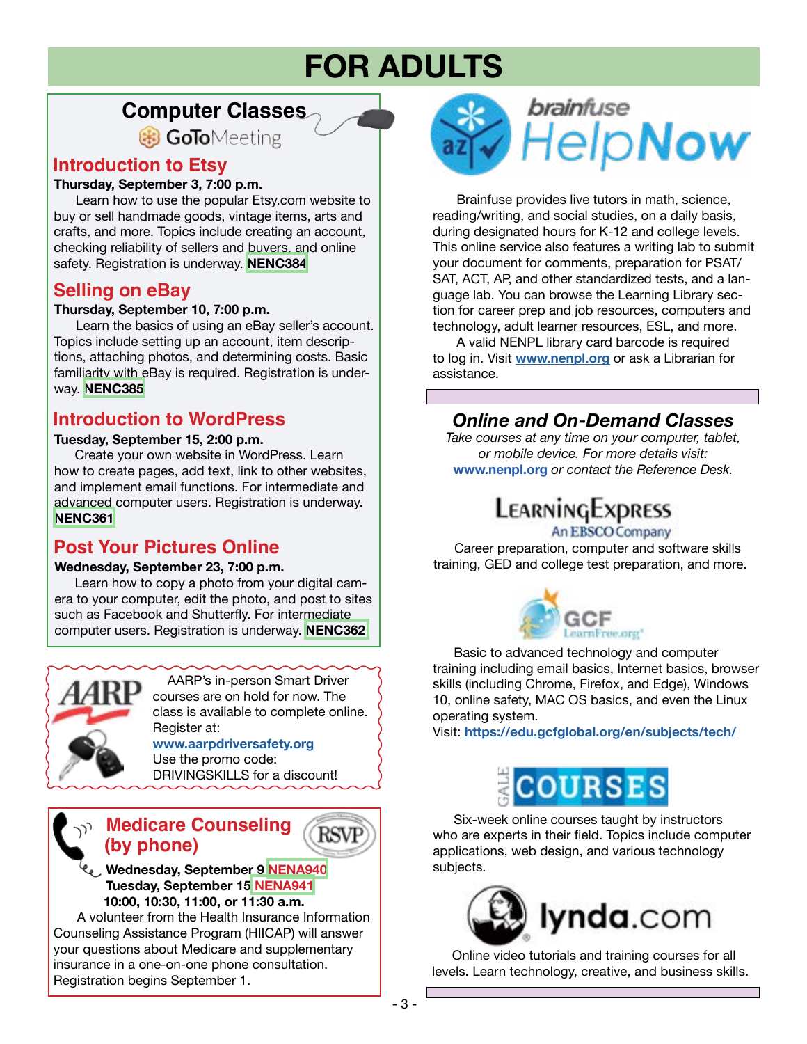# FOR ADULTS

## Computer Classes

GoToMeeting

### Introduction to Etsy

**Thursday, September 3, 7:00 p.m.**

Learn how to use the popular Etsy.com website to buy or sell handmade goods, vintage items, arts and crafts, and more. Topics include creating an account, checking reliability of sellers and buyers, and online safety. Registration is underway. **NENC384**

### Selling on eBay

**Thursday, September 10, 7:00 p.m.**

Learn the basics of using an eBay seller's account. Topics include setting up an account, item descriptions, attaching photos, and determining costs. Basic familiarity with eBay is required. Registration is underway. **NENC385**

### Introduction to WordPress

**Tuesday, September 15, 2:00 p.m.**

Create your own website in WordPress. Learn how to create pages, add text, link to other websites, and implement email functions. For intermediate and advanced computer users. Registration is underway. **NENC361**

### Post Your Pictures Online

**Wednesday, September 23, 7:00 p.m.**

Learn how to copy a photo from your digital camera to your computer, edit the photo, and post to sites such as Facebook and Shutterfly. For intermediate computer users. Registration is underway. **NENC362**

---

AARP's in-person Smart Driver courses are on hold for now. The class is available to complete online. Register at: www.aarpdriversafety.org
Use the promo code: DRIVINGSKILLS for a discount!

---

### Medicare Counseling (by phone)

RSVP

**Wednesday, September 9 NENA940**
**Tuesday, September 15 NENA941**
**10:00, 10:30, 11:00, or 11:30 a.m.**

A volunteer from the Health Insurance Information Counseling Assistance Program (HIICAP) will answer your questions about Medicare and supplementary insurance in a one-on-one phone consultation. Registration begins September 1.

---

## brainfuse HelpNow

Brainfuse provides live tutors in math, science, reading/writing, and social studies, on a daily basis, during designated hours for K-12 and college levels. This online service also features a writing lab to submit your document for comments, preparation for PSAT/SAT, ACT, AP, and other standardized tests, and a language lab. You can browse the Learning Library section for career prep and job resources, computers and technology, adult learner resources, ESL, and more.

A valid NENPL library card barcode is required to log in. Visit **www.nenpl.org** or ask a Librarian for assistance.

## *Online and On-Demand Classes*

*Take courses at any time on your computer, tablet, or mobile device. For more details visit:* **www.nenpl.org** *or contact the Reference Desk.*

### LearningExpress – An EBSCO Company

Career preparation, computer and software skills training, GED and college test preparation, and more.

### GCF LearnFree.org

Basic to advanced technology and computer training including email basics, Internet basics, browser skills (including Chrome, Firefox, and Edge), Windows 10, online safety, MAC OS basics, and even the Linux operating system.
Visit: **https://edu.gcfglobal.org/en/subjects/tech/**

### GALE COURSES

Six-week online courses taught by instructors who are experts in their field. Topics include computer applications, web design, and various technology subjects.

### lynda.com

Online video tutorials and training courses for all levels. Learn technology, creative, and business skills.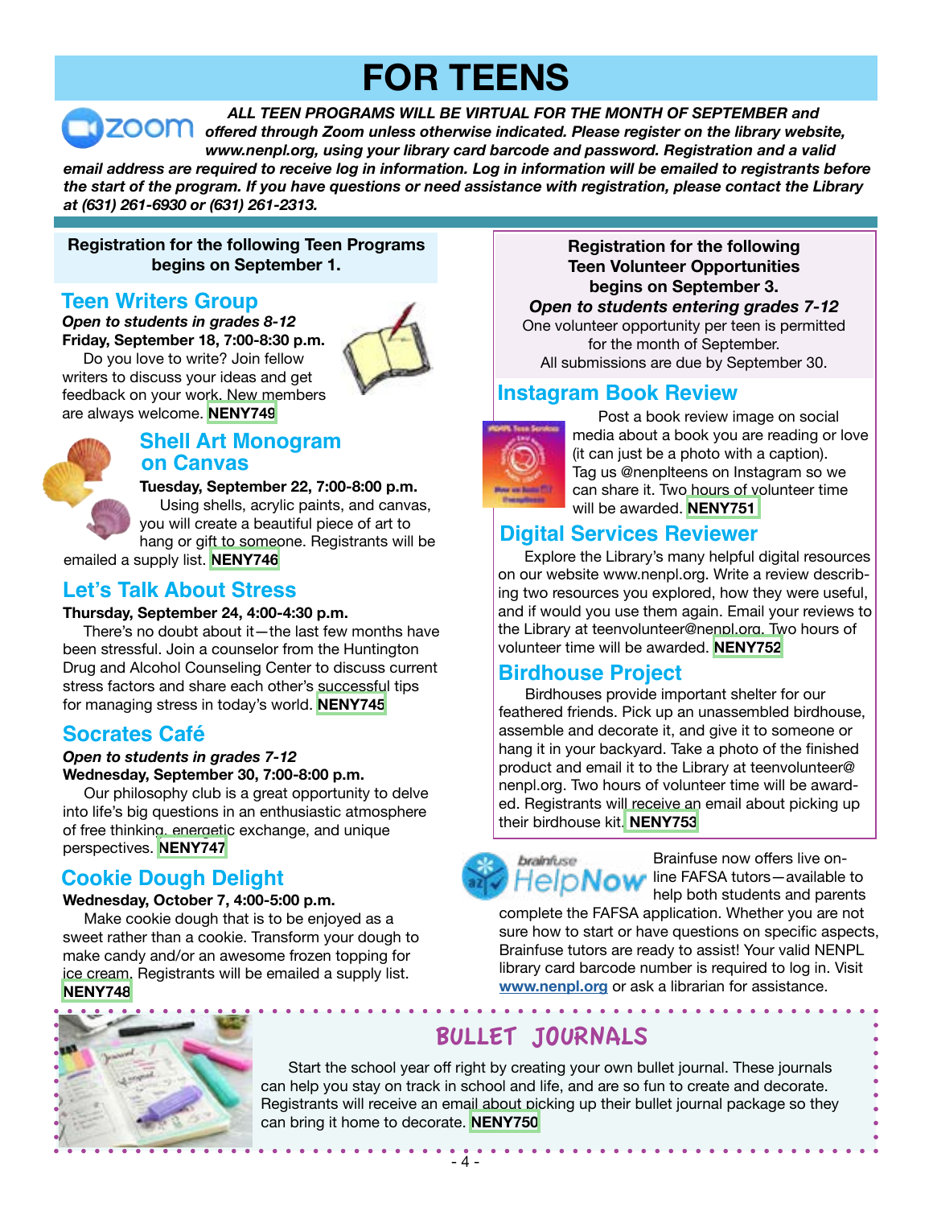# FOR TEENS

***ALL TEEN PROGRAMS WILL BE VIRTUAL FOR THE MONTH OF SEPTEMBER and offered through Zoom unless otherwise indicated. Please register on the library website, www.nenpl.org, using your library card barcode and password. Registration and a valid email address are required to receive log in information. Log in information will be emailed to registrants before the start of the program. If you have questions or need assistance with registration, please contact the Library at (631) 261-6930 or (631) 261-2313.***

**Registration for the following Teen Programs begins on September 1.**

## Teen Writers Group

***Open to students in grades 8-12***
**Friday, September 18, 7:00-8:30 p.m.**

Do you love to write? Join fellow writers to discuss your ideas and get feedback on your work. New members are always welcome. **NENY749**

## Shell Art Monogram on Canvas

**Tuesday, September 22, 7:00-8:00 p.m.**

Using shells, acrylic paints, and canvas, you will create a beautiful piece of art to hang or gift to someone. Registrants will be emailed a supply list. **NENY746**

## Let's Talk About Stress

**Thursday, September 24, 4:00-4:30 p.m.**

There's no doubt about it—the last few months have been stressful. Join a counselor from the Huntington Drug and Alcohol Counseling Center to discuss current stress factors and share each other's successful tips for managing stress in today's world. **NENY745**

## Socrates Café

***Open to students in grades 7-12***
**Wednesday, September 30, 7:00-8:00 p.m.**

Our philosophy club is a great opportunity to delve into life's big questions in an enthusiastic atmosphere of free thinking, energetic exchange, and unique perspectives. **NENY747**

## Cookie Dough Delight

**Wednesday, October 7, 4:00-5:00 p.m.**

Make cookie dough that is to be enjoyed as a sweet rather than a cookie. Transform your dough to make candy and/or an awesome frozen topping for ice cream. Registrants will be emailed a supply list. **NENY748**

**Registration for the following Teen Volunteer Opportunities begins on September 3.**
***Open to students entering grades 7-12***
One volunteer opportunity per teen is permitted for the month of September.
All submissions are due by September 30.

## Instagram Book Review

Post a book review image on social media about a book you are reading or love (it can just be a photo with a caption). Tag us @nenplteens on Instagram so we can share it. Two hours of volunteer time will be awarded. **NENY751**

## Digital Services Reviewer

Explore the Library's many helpful digital resources on our website www.nenpl.org. Write a review describing two resources you explored, how they were useful, and if would you use them again. Email your reviews to the Library at teenvolunteer@nenpl.org. Two hours of volunteer time will be awarded. **NENY752**

## Birdhouse Project

Birdhouses provide important shelter for our feathered friends. Pick up an unassembled birdhouse, assemble and decorate it, and give it to someone or hang it in your backyard. Take a photo of the finished product and email it to the Library at teenvolunteer@nenpl.org. Two hours of volunteer time will be awarded. Registrants will receive an email about picking up their birdhouse kit. **NENY753**

Brainfuse now offers live online FAFSA tutors—available to help both students and parents complete the FAFSA application. Whether you are not sure how to start or have questions on specific aspects, Brainfuse tutors are ready to assist! Your valid NENPL library card barcode number is required to log in. Visit **www.nenpl.org** or ask a librarian for assistance.

## BULLET JOURNALS

Start the school year off right by creating your own bullet journal. These journals can help you stay on track in school and life, and are so fun to create and decorate. Registrants will receive an email about picking up their bullet journal package so they can bring it home to decorate. **NENY750**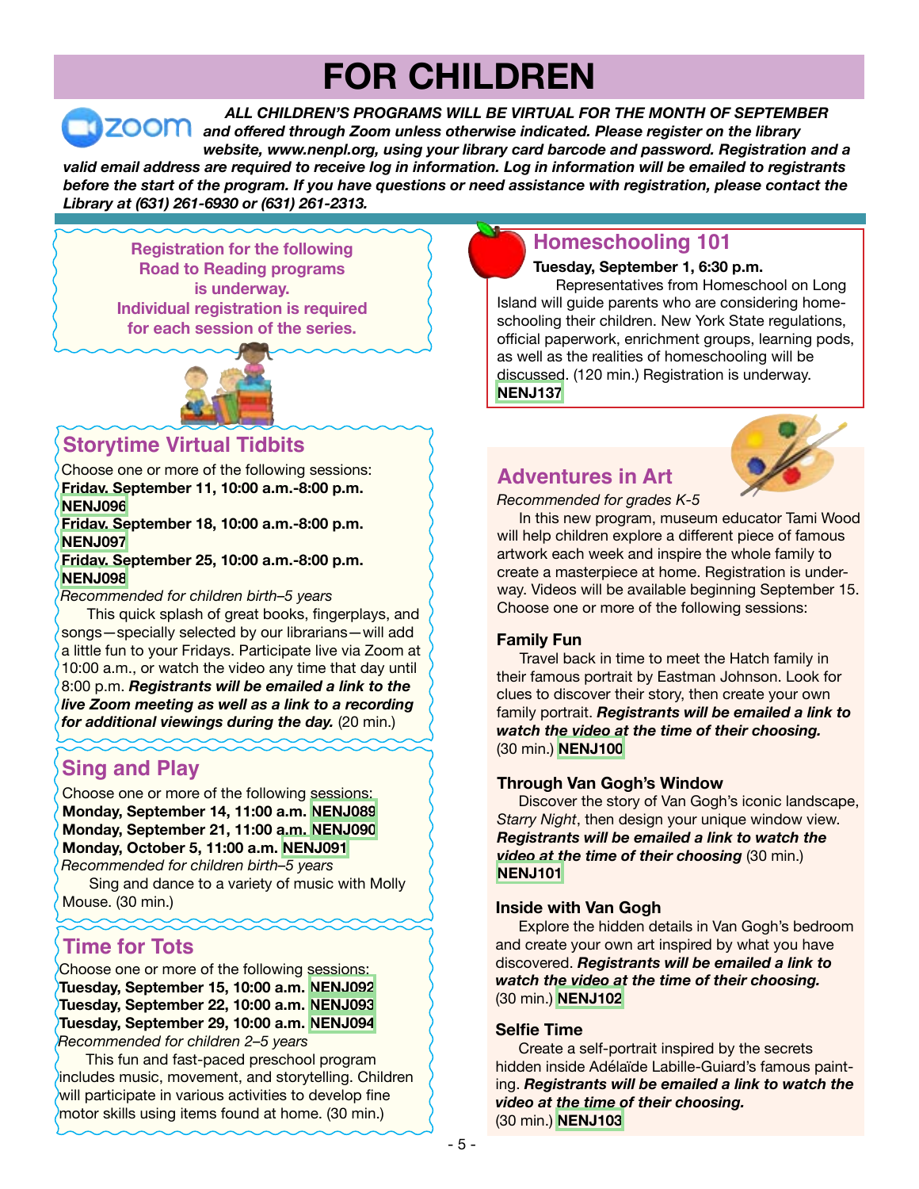# FOR CHILDREN

***ALL CHILDREN'S PROGRAMS WILL BE VIRTUAL FOR THE MONTH OF SEPTEMBER and offered through Zoom unless otherwise indicated. Please register on the library website, www.nenpl.org, using your library card barcode and password. Registration and a valid email address are required to receive log in information. Log in information will be emailed to registrants before the start of the program. If you have questions or need assistance with registration, please contact the Library at (631) 261-6930 or (631) 261-2313.***

**Registration for the following Road to Reading programs is underway. Individual registration is required for each session of the series.**

## Storytime Virtual Tidbits

Choose one or more of the following sessions:

**Friday, September 11, 10:00 a.m.-8:00 p.m. NENJ096**

**Friday, September 18, 10:00 a.m.-8:00 p.m. NENJ097**

**Friday, September 25, 10:00 a.m.-8:00 p.m. NENJ098**

*Recommended for children birth–5 years*

This quick splash of great books, fingerplays, and songs—specially selected by our librarians—will add a little fun to your Fridays. Participate live via Zoom at 10:00 a.m., or watch the video any time that day until 8:00 p.m. ***Registrants will be emailed a link to the live Zoom meeting as well as a link to a recording for additional viewings during the day.*** (20 min.)

## Sing and Play

Choose one or more of the following sessions:

**Monday, September 14, 11:00 a.m. NENJ089**

**Monday, September 21, 11:00 a.m. NENJ090**

**Monday, October 5, 11:00 a.m. NENJ091**

*Recommended for children birth–5 years*

Sing and dance to a variety of music with Molly Mouse. (30 min.)

## Time for Tots

Choose one or more of the following sessions:

**Tuesday, September 15, 10:00 a.m. NENJ092**

**Tuesday, September 22, 10:00 a.m. NENJ093**

**Tuesday, September 29, 10:00 a.m. NENJ094**

*Recommended for children 2–5 years*

This fun and fast-paced preschool program includes music, movement, and storytelling. Children will participate in various activities to develop fine motor skills using items found at home. (30 min.)

## Homeschooling 101

**Tuesday, September 1, 6:30 p.m.**

Representatives from Homeschool on Long Island will guide parents who are considering homeschooling their children. New York State regulations, official paperwork, enrichment groups, learning pods, as well as the realities of homeschooling will be discussed. (120 min.) Registration is underway. **NENJ137**

## Adventures in Art

*Recommended for grades K-5*

In this new program, museum educator Tami Wood will help children explore a different piece of famous artwork each week and inspire the whole family to create a masterpiece at home. Registration is underway. Videos will be available beginning September 15. Choose one or more of the following sessions:

### Family Fun

Travel back in time to meet the Hatch family in their famous portrait by Eastman Johnson. Look for clues to discover their story, then create your own family portrait. ***Registrants will be emailed a link to watch the video at the time of their choosing.*** (30 min.) **NENJ100**

### Through Van Gogh's Window

Discover the story of Van Gogh's iconic landscape, *Starry Night*, then design your unique window view. ***Registrants will be emailed a link to watch the video at the time of their choosing*** (30 min.) **NENJ101**

### Inside with Van Gogh

Explore the hidden details in Van Gogh's bedroom and create your own art inspired by what you have discovered. ***Registrants will be emailed a link to watch the video at the time of their choosing.*** (30 min.) **NENJ102**

### Selfie Time

Create a self-portrait inspired by the secrets hidden inside Adélaïde Labille-Guiard's famous painting. ***Registrants will be emailed a link to watch the video at the time of their choosing.*** (30 min.) **NENJ103**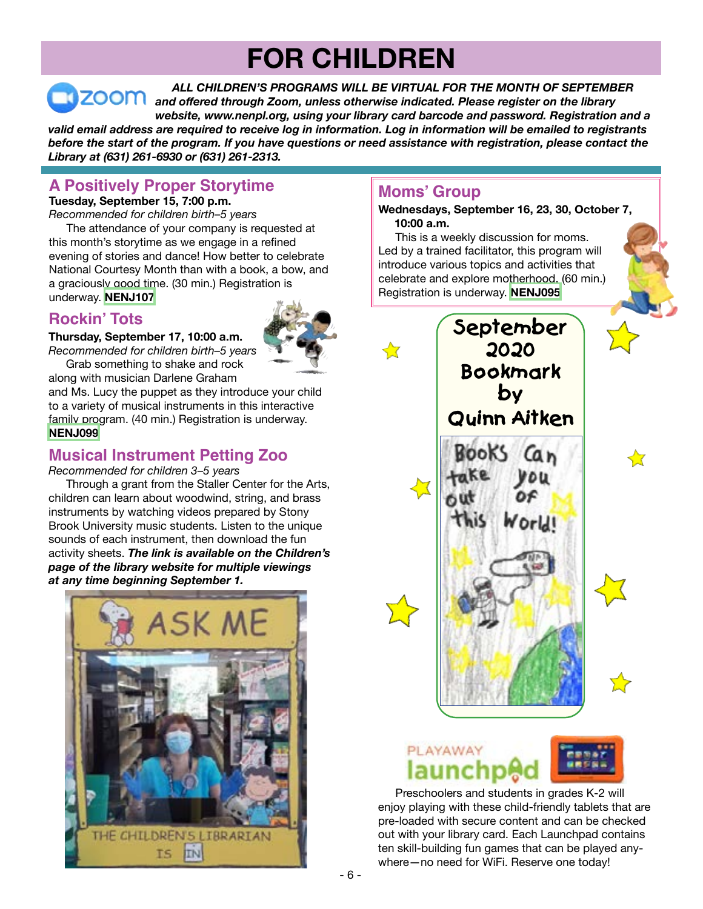# FOR CHILDREN

***ALL CHILDREN'S PROGRAMS WILL BE VIRTUAL FOR THE MONTH OF SEPTEMBER and offered through Zoom, unless otherwise indicated. Please register on the library website, www.nenpl.org, using your library card barcode and password. Registration and a valid email address are required to receive log in information. Log in information will be emailed to registrants before the start of the program. If you have questions or need assistance with registration, please contact the Library at (631) 261-6930 or (631) 261-2313.***

## A Positively Proper Storytime

**Tuesday, September 15, 7:00 p.m.**
*Recommended for children birth–5 years*

The attendance of your company is requested at this month's storytime as we engage in a refined evening of stories and dance! How better to celebrate National Courtesy Month than with a book, a bow, and a graciously good time. (30 min.) Registration is underway. **NENJ107**

## Rockin' Tots

**Thursday, September 17, 10:00 a.m.**
*Recommended for children birth–5 years*

Grab something to shake and rock along with musician Darlene Graham and Ms. Lucy the puppet as they introduce your child to a variety of musical instruments in this interactive family program. (40 min.) Registration is underway. **NENJ099**

## Musical Instrument Petting Zoo

*Recommended for children 3–5 years*

Through a grant from the Staller Center for the Arts, children can learn about woodwind, string, and brass instruments by watching videos prepared by Stony Brook University music students. Listen to the unique sounds of each instrument, then download the fun activity sheets. ***The link is available on the Children's page of the library website for multiple viewings at any time beginning September 1.***

## Moms' Group

**Wednesdays, September 16, 23, 30, October 7, 10:00 a.m.**

This is a weekly discussion for moms. Led by a trained facilitator, this program will introduce various topics and activities that celebrate and explore motherhood. (60 min.) Registration is underway. **NENJ095**

**September 2020 Bookmark by Quinn Aitken**

## Playaway Launchpad

Preschoolers and students in grades K-2 will enjoy playing with these child-friendly tablets that are pre-loaded with secure content and can be checked out with your library card. Each Launchpad contains ten skill-building fun games that can be played anywhere—no need for WiFi. Reserve one today!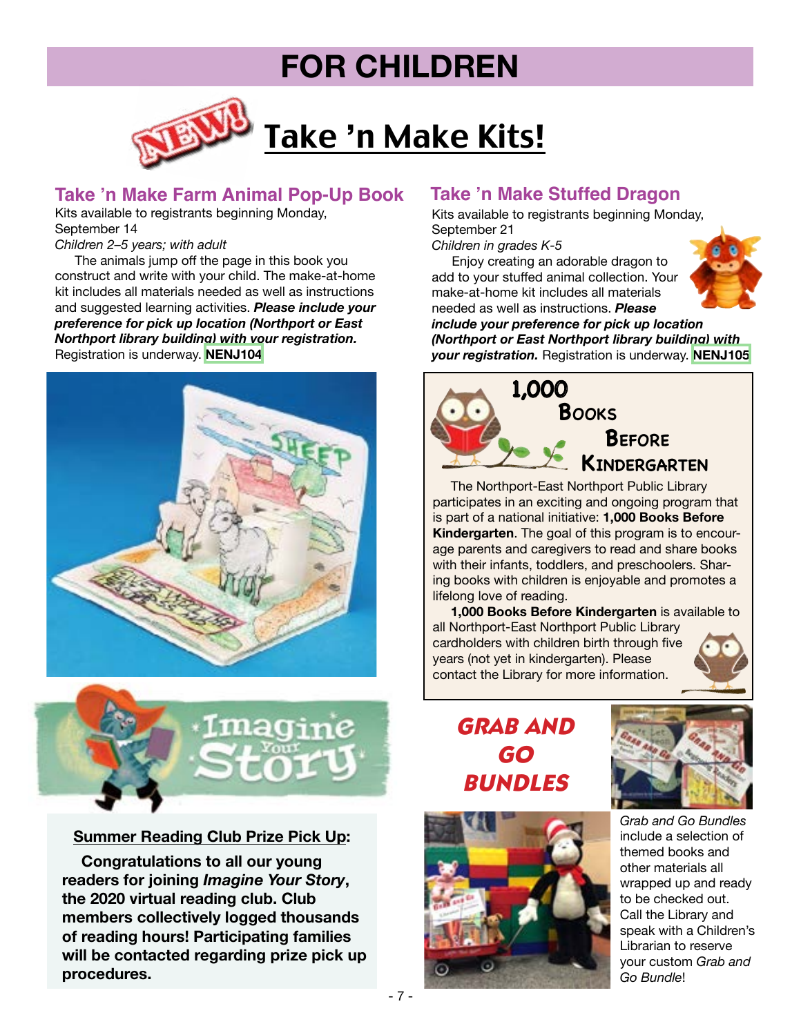# FOR CHILDREN

## NEW! Take ’n Make Kits!

### Take ’n Make Farm Animal Pop-Up Book

Kits available to registrants beginning Monday, September 14

*Children 2–5 years; with adult*

The animals jump off the page in this book you construct and write with your child. The make-at-home kit includes all materials needed as well as instructions and suggested learning activities. ***Please include your preference for pick up location (Northport or East Northport library building) with your registration.*** Registration is underway. **NENJ104**

### Take ’n Make Stuffed Dragon

Kits available to registrants beginning Monday, September 21

*Children in grades K-5*

Enjoy creating an adorable dragon to add to your stuffed animal collection. Your make-at-home kit includes all materials needed as well as instructions. ***Please include your preference for pick up location (Northport or East Northport library building) with your registration.*** Registration is underway. **NENJ105**

### 1,000 Books Before Kindergarten

The Northport-East Northport Public Library participates in an exciting and ongoing program that is part of a national initiative: **1,000 Books Before Kindergarten**. The goal of this program is to encourage parents and caregivers to read and share books with their infants, toddlers, and preschoolers. Sharing books with children is enjoyable and promotes a lifelong love of reading.

**1,000 Books Before Kindergarten** is available to all Northport-East Northport Public Library cardholders with children birth through five years (not yet in kindergarten). Please contact the Library for more information.

### Imagine Your Story

**Summer Reading Club Prize Pick Up:**

**Congratulations to all our young readers for joining *Imagine Your Story*, the 2020 virtual reading club. Club members collectively logged thousands of reading hours! Participating families will be contacted regarding prize pick up procedures.**

### GRAB AND GO BUNDLES

*Grab and Go Bundles* include a selection of themed books and other materials all wrapped up and ready to be checked out. Call the Library and speak with a Children’s Librarian to reserve your custom *Grab and Go Bundle*!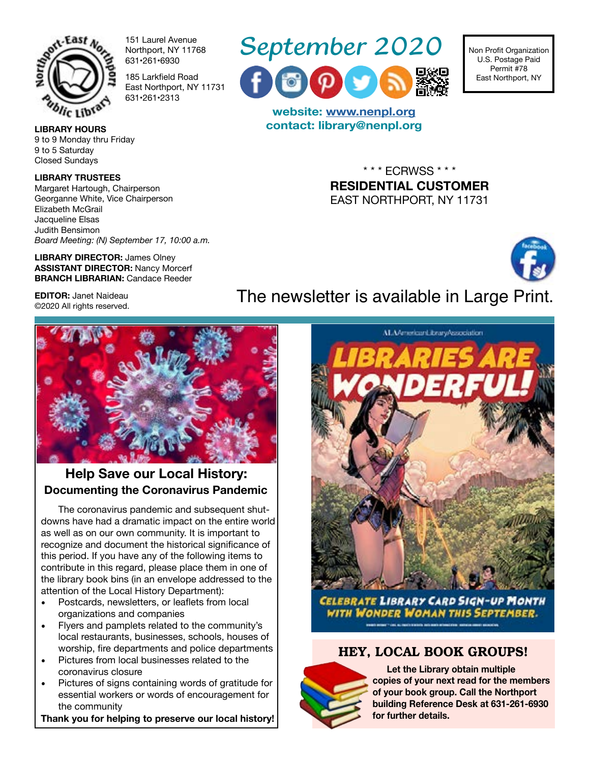151 Laurel Avenue
Northport, NY 11768
631•261•6930

185 Larkfield Road
East Northport, NY 11731
631•261•2313

# September 2020

**website: www.nenpl.org**
**contact: library@nenpl.org**

Non Profit Organization
U.S. Postage Paid
Permit #78
East Northport, NY

**LIBRARY HOURS**
9 to 9 Monday thru Friday
9 to 5 Saturday
Closed Sundays

**LIBRARY TRUSTEES**
Margaret Hartough, Chairperson
Georganne White, Vice Chairperson
Elizabeth McGrail
Jacqueline Elsas
Judith Bensimon
*Board Meeting: (N) September 17, 10:00 a.m.*

**LIBRARY DIRECTOR:** James Olney
**ASSISTANT DIRECTOR:** Nancy Morcerf
**BRANCH LIBRARIAN:** Candace Reeder

**EDITOR:** Janet Naideau
©2020 All rights reserved.

\* \* \* ECRWSS \* \* \*
**RESIDENTIAL CUSTOMER**
EAST NORTHPORT, NY 11731

The newsletter is available in Large Print.

## Help Save our Local History:
### Documenting the Coronavirus Pandemic

The coronavirus pandemic and subsequent shut-downs have had a dramatic impact on the entire world as well as on our own community. It is important to recognize and document the historical significance of this period. If you have any of the following items to contribute in this regard, please place them in one of the library book bins (in an envelope addressed to the attention of the Local History Department):

- Postcards, newsletters, or leaflets from local organizations and companies
- Flyers and pamplets related to the community's local restaurants, businesses, schools, houses of worship, fire departments and police departments
- Pictures from local businesses related to the coronavirus closure
- Pictures of signs containing words of gratitude for essential workers or words of encouragement for the community

**Thank you for helping to preserve our local history!**

ALA American Library Association

LIBRARIES ARE WONDERFUL!

CELEBRATE LIBRARY CARD SIGN-UP MONTH WITH WONDER WOMAN THIS SEPTEMBER.

## HEY, LOCAL BOOK GROUPS!

**Let the Library obtain multiple copies of your next read for the members of your book group. Call the Northport building Reference Desk at 631-261-6930 for further details.**